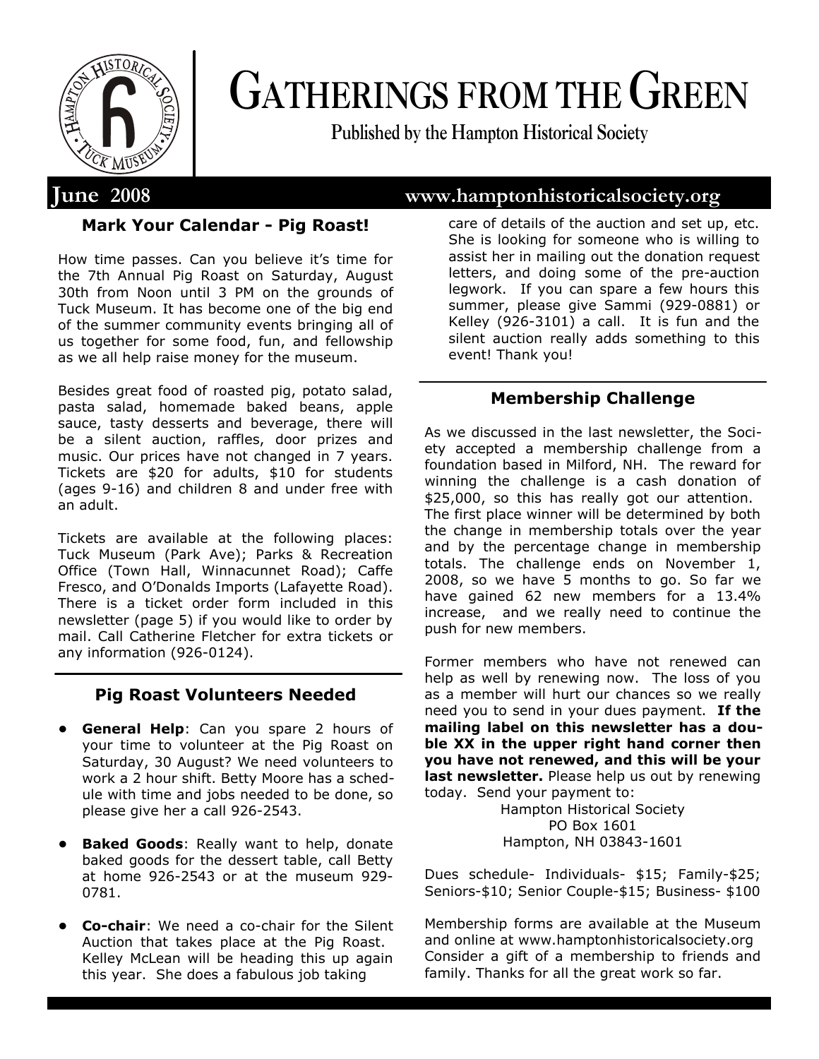# GATHERINGS FROM THE GREEN

Published by the Hampton Historical Society

**June 2008** www.hamptonhistoricalsociety.org

## Mark Your Calendar - Pig Roast!

How time passes. Can you believe it's time for the 7th Annual Pig Roast on Saturday, August 30th from Noon until 3 PM on the grounds of Tuck Museum. It has become one of the big end of the summer community events bringing all of us together for some food, fun, and fellowship as we all help raise money for the museum.

Besides great food of roasted pig, potato salad, pasta salad, homemade baked beans, apple sauce, tasty desserts and beverage, there will be a silent auction, raffles, door prizes and music. Our prices have not changed in 7 years. Tickets are $20 for adults, $10 for students (ages 9-16) and children 8 and under free with an adult.

Tickets are available at the following places: Tuck Museum (Park Ave); Parks & Recreation Office (Town Hall, Winnacunnet Road); Caffe Fresco, and O'Donalds Imports (Lafayette Road). There is a ticket order form included in this newsletter (page 5) if you would like to order by mail. Call Catherine Fletcher for extra tickets or any information (926-0124).

## Pig Roast Volunteers Needed

- **General Help**: Can you spare 2 hours of your time to volunteer at the Pig Roast on Saturday, 30 August? We need volunteers to work a 2 hour shift. Betty Moore has a schedule with time and jobs needed to be done, so please give her a call 926-2543.
- **Baked Goods**: Really want to help, donate baked goods for the dessert table, call Betty at home 926-2543 or at the museum 929-0781.
- **Co-chair**: We need a co-chair for the Silent Auction that takes place at the Pig Roast. Kelley McLean will be heading this up again this year. She does a fabulous job taking care of details of the auction and set up, etc. She is looking for someone who is willing to assist her in mailing out the donation request letters, and doing some of the pre-auction legwork. If you can spare a few hours this summer, please give Sammi (929-0881) or Kelley (926-3101) a call. It is fun and the silent auction really adds something to this event! Thank you!

## Membership Challenge

As we discussed in the last newsletter, the Society accepted a membership challenge from a foundation based in Milford, NH. The reward for winning the challenge is a cash donation of $25,000, so this has really got our attention. The first place winner will be determined by both the change in membership totals over the year and by the percentage change in membership totals. The challenge ends on November 1, 2008, so we have 5 months to go. So far we have gained 62 new members for a 13.4% increase, and we really need to continue the push for new members.

Former members who have not renewed can help as well by renewing now. The loss of you as a member will hurt our chances so we really need you to send in your dues payment. **If the mailing label on this newsletter has a double XX in the upper right hand corner then you have not renewed, and this will be your last newsletter.** Please help us out by renewing today. Send your payment to:

Hampton Historical Society
PO Box 1601
Hampton, NH 03843-1601

Dues schedule- Individuals- $15; Family-$25; Seniors-$10; Senior Couple-$15; Business- $100

Membership forms are available at the Museum and online at www.hamptonhistoricalsociety.org Consider a gift of a membership to friends and family. Thanks for all the great work so far.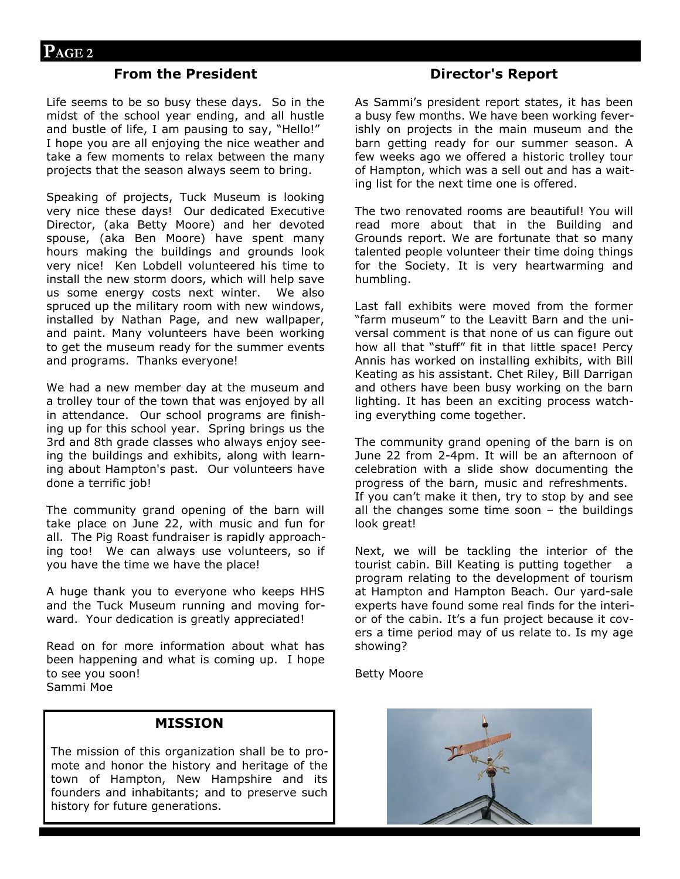## From the President

Life seems to be so busy these days. So in the midst of the school year ending, and all hustle and bustle of life, I am pausing to say, "Hello!" I hope you are all enjoying the nice weather and take a few moments to relax between the many projects that the season always seem to bring.

Speaking of projects, Tuck Museum is looking very nice these days! Our dedicated Executive Director, (aka Betty Moore) and her devoted spouse, (aka Ben Moore) have spent many hours making the buildings and grounds look very nice! Ken Lobdell volunteered his time to install the new storm doors, which will help save us some energy costs next winter. We also spruced up the military room with new windows, installed by Nathan Page, and new wallpaper, and paint. Many volunteers have been working to get the museum ready for the summer events and programs. Thanks everyone!

We had a new member day at the museum and a trolley tour of the town that was enjoyed by all in attendance. Our school programs are finishing up for this school year. Spring brings us the 3rd and 8th grade classes who always enjoy seeing the buildings and exhibits, along with learning about Hampton's past. Our volunteers have done a terrific job!

The community grand opening of the barn will take place on June 22, with music and fun for all. The Pig Roast fundraiser is rapidly approaching too! We can always use volunteers, so if you have the time we have the place!

A huge thank you to everyone who keeps HHS and the Tuck Museum running and moving forward. Your dedication is greatly appreciated!

Read on for more information about what has been happening and what is coming up. I hope to see you soon!
Sammi Moe

## Director's Report

As Sammi's president report states, it has been a busy few months. We have been working feverishly on projects in the main museum and the barn getting ready for our summer season. A few weeks ago we offered a historic trolley tour of Hampton, which was a sell out and has a waiting list for the next time one is offered.

The two renovated rooms are beautiful! You will read more about that in the Building and Grounds report. We are fortunate that so many talented people volunteer their time doing things for the Society. It is very heartwarming and humbling.

Last fall exhibits were moved from the former "farm museum" to the Leavitt Barn and the universal comment is that none of us can figure out how all that "stuff" fit in that little space! Percy Annis has worked on installing exhibits, with Bill Keating as his assistant. Chet Riley, Bill Darrigan and others have been busy working on the barn lighting. It has been an exciting process watching everything come together.

The community grand opening of the barn is on June 22 from 2-4pm. It will be an afternoon of celebration with a slide show documenting the progress of the barn, music and refreshments. If you can't make it then, try to stop by and see all the changes some time soon – the buildings look great!

Next, we will be tackling the interior of the tourist cabin. Bill Keating is putting together a program relating to the development of tourism at Hampton and Hampton Beach. Our yard-sale experts have found some real finds for the interior of the cabin. It's a fun project because it covers a time period may of us relate to. Is my age showing?

Betty Moore

### MISSION

The mission of this organization shall be to promote and honor the history and heritage of the town of Hampton, New Hampshire and its founders and inhabitants; and to preserve such history for future generations.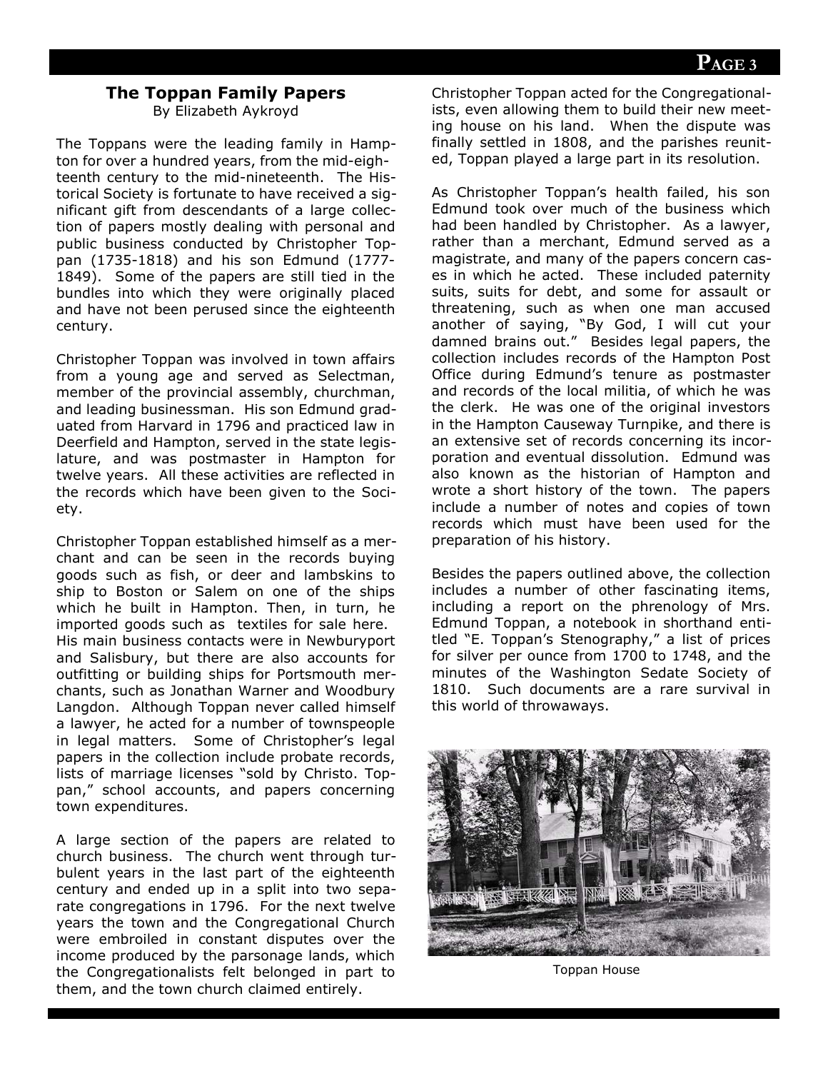## The Toppan Family Papers

By Elizabeth Aykroyd

The Toppans were the leading family in Hampton for over a hundred years, from the mid-eighteenth century to the mid-nineteenth. The Historical Society is fortunate to have received a significant gift from descendants of a large collection of papers mostly dealing with personal and public business conducted by Christopher Toppan (1735-1818) and his son Edmund (1777-1849). Some of the papers are still tied in the bundles into which they were originally placed and have not been perused since the eighteenth century.

Christopher Toppan was involved in town affairs from a young age and served as Selectman, member of the provincial assembly, churchman, and leading businessman. His son Edmund graduated from Harvard in 1796 and practiced law in Deerfield and Hampton, served in the state legislature, and was postmaster in Hampton for twelve years. All these activities are reflected in the records which have been given to the Society.

Christopher Toppan established himself as a merchant and can be seen in the records buying goods such as fish, or deer and lambskins to ship to Boston or Salem on one of the ships which he built in Hampton. Then, in turn, he imported goods such as textiles for sale here. His main business contacts were in Newburyport and Salisbury, but there are also accounts for outfitting or building ships for Portsmouth merchants, such as Jonathan Warner and Woodbury Langdon. Although Toppan never called himself a lawyer, he acted for a number of townspeople in legal matters. Some of Christopher's legal papers in the collection include probate records, lists of marriage licenses "sold by Christo. Toppan," school accounts, and papers concerning town expenditures.

A large section of the papers are related to church business. The church went through turbulent years in the last part of the eighteenth century and ended up in a split into two separate congregations in 1796. For the next twelve years the town and the Congregational Church were embroiled in constant disputes over the income produced by the parsonage lands, which the Congregationalists felt belonged in part to them, and the town church claimed entirely. Christopher Toppan acted for the Congregationalists, even allowing them to build their new meeting house on his land. When the dispute was finally settled in 1808, and the parishes reunited, Toppan played a large part in its resolution.

As Christopher Toppan's health failed, his son Edmund took over much of the business which had been handled by Christopher. As a lawyer, rather than a merchant, Edmund served as a magistrate, and many of the papers concern cases in which he acted. These included paternity suits, suits for debt, and some for assault or threatening, such as when one man accused another of saying, "By God, I will cut your damned brains out." Besides legal papers, the collection includes records of the Hampton Post Office during Edmund's tenure as postmaster and records of the local militia, of which he was the clerk. He was one of the original investors in the Hampton Causeway Turnpike, and there is an extensive set of records concerning its incorporation and eventual dissolution. Edmund was also known as the historian of Hampton and wrote a short history of the town. The papers include a number of notes and copies of town records which must have been used for the preparation of his history.

Besides the papers outlined above, the collection includes a number of other fascinating items, including a report on the phrenology of Mrs. Edmund Toppan, a notebook in shorthand entitled "E. Toppan's Stenography," a list of prices for silver per ounce from 1700 to 1748, and the minutes of the Washington Sedate Society of 1810. Such documents are a rare survival in this world of throwaways.

Toppan House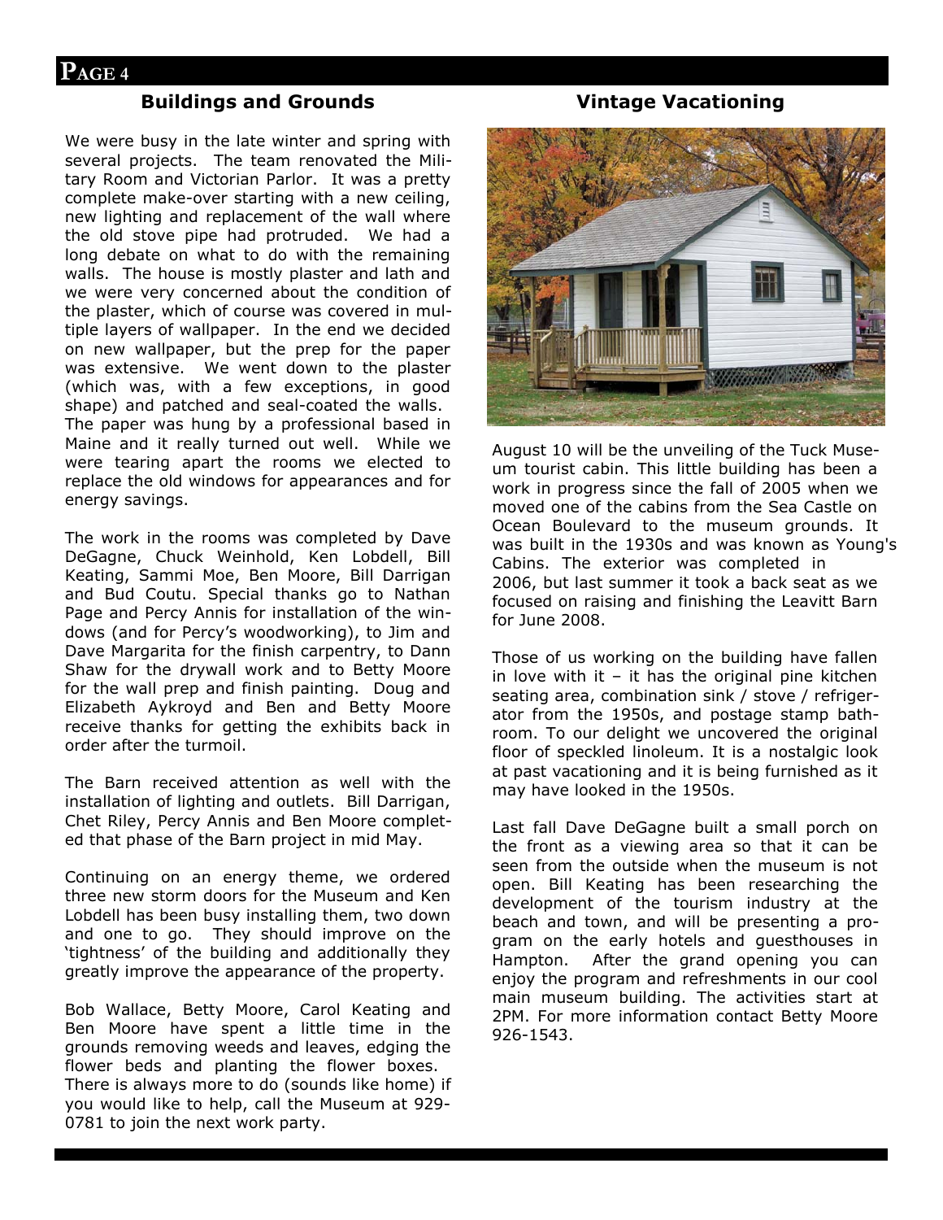## Buildings and Grounds

We were busy in the late winter and spring with several projects. The team renovated the Military Room and Victorian Parlor. It was a pretty complete make-over starting with a new ceiling, new lighting and replacement of the wall where the old stove pipe had protruded. We had a long debate on what to do with the remaining walls. The house is mostly plaster and lath and we were very concerned about the condition of the plaster, which of course was covered in multiple layers of wallpaper. In the end we decided on new wallpaper, but the prep for the paper was extensive. We went down to the plaster (which was, with a few exceptions, in good shape) and patched and seal-coated the walls. The paper was hung by a professional based in Maine and it really turned out well. While we were tearing apart the rooms we elected to replace the old windows for appearances and for energy savings.

The work in the rooms was completed by Dave DeGagne, Chuck Weinhold, Ken Lobdell, Bill Keating, Sammi Moe, Ben Moore, Bill Darrigan and Bud Coutu. Special thanks go to Nathan Page and Percy Annis for installation of the windows (and for Percy's woodworking), to Jim and Dave Margarita for the finish carpentry, to Dann Shaw for the drywall work and to Betty Moore for the wall prep and finish painting. Doug and Elizabeth Aykroyd and Ben and Betty Moore receive thanks for getting the exhibits back in order after the turmoil.

The Barn received attention as well with the installation of lighting and outlets. Bill Darrigan, Chet Riley, Percy Annis and Ben Moore completed that phase of the Barn project in mid May.

Continuing on an energy theme, we ordered three new storm doors for the Museum and Ken Lobdell has been busy installing them, two down and one to go. They should improve on the 'tightness' of the building and additionally they greatly improve the appearance of the property.

Bob Wallace, Betty Moore, Carol Keating and Ben Moore have spent a little time in the grounds removing weeds and leaves, edging the flower beds and planting the flower boxes. There is always more to do (sounds like home) if you would like to help, call the Museum at 929-0781 to join the next work party.

## Vintage Vacationing

August 10 will be the unveiling of the Tuck Museum tourist cabin. This little building has been a work in progress since the fall of 2005 when we moved one of the cabins from the Sea Castle on Ocean Boulevard to the museum grounds. It was built in the 1930s and was known as Young's Cabins. The exterior was completed in 2006, but last summer it took a back seat as we focused on raising and finishing the Leavitt Barn for June 2008.

Those of us working on the building have fallen in love with it – it has the original pine kitchen seating area, combination sink / stove / refrigerator from the 1950s, and postage stamp bathroom. To our delight we uncovered the original floor of speckled linoleum. It is a nostalgic look at past vacationing and it is being furnished as it may have looked in the 1950s.

Last fall Dave DeGagne built a small porch on the front as a viewing area so that it can be seen from the outside when the museum is not open. Bill Keating has been researching the development of the tourism industry at the beach and town, and will be presenting a program on the early hotels and guesthouses in Hampton. After the grand opening you can enjoy the program and refreshments in our cool main museum building. The activities start at 2PM. For more information contact Betty Moore 926-1543.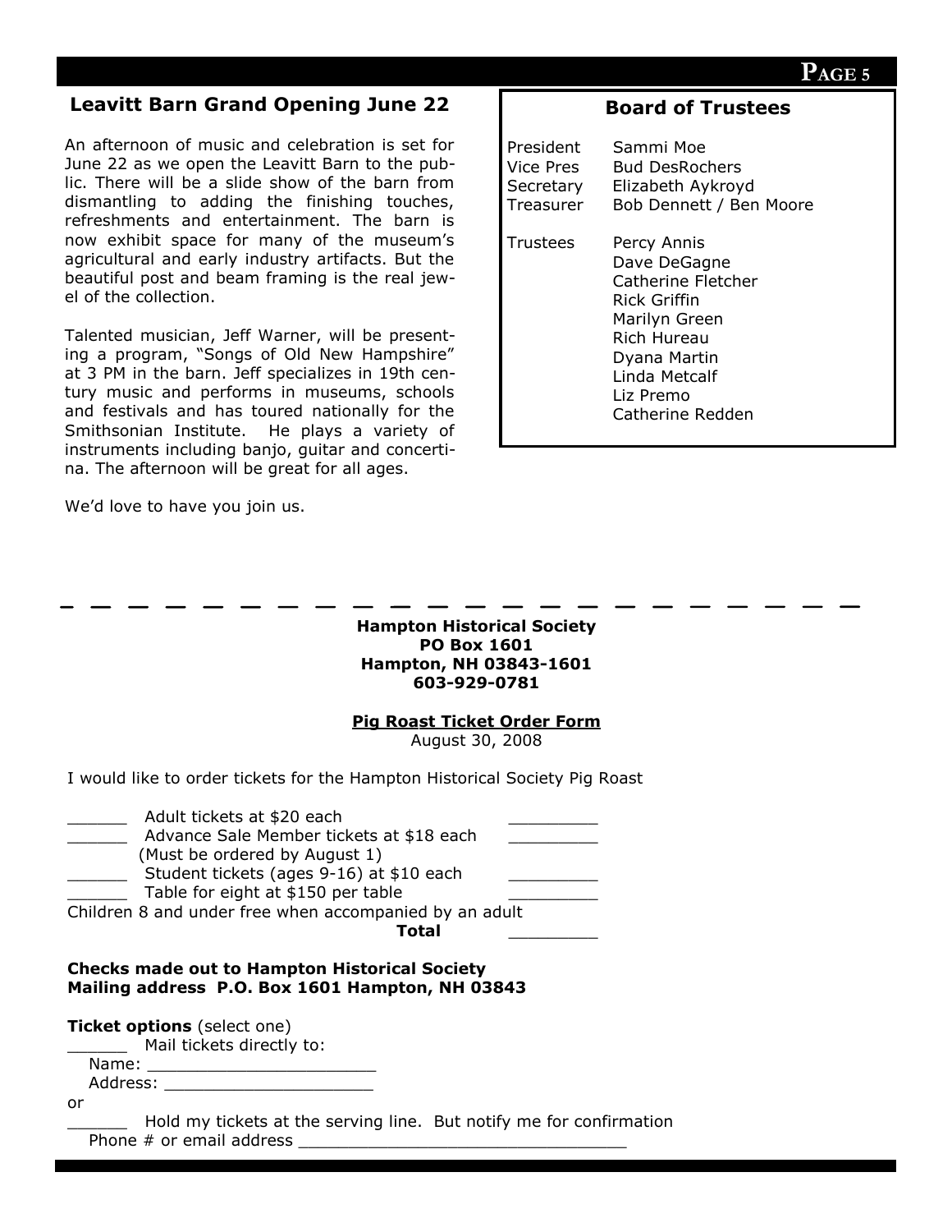## Leavitt Barn Grand Opening June 22

An afternoon of music and celebration is set for June 22 as we open the Leavitt Barn to the public. There will be a slide show of the barn from dismantling to adding the finishing touches, refreshments and entertainment. The barn is now exhibit space for many of the museum's agricultural and early industry artifacts. But the beautiful post and beam framing is the real jewel of the collection.

Talented musician, Jeff Warner, will be presenting a program, "Songs of Old New Hampshire" at 3 PM in the barn. Jeff specializes in 19th century music and performs in museums, schools and festivals and has toured nationally for the Smithsonian Institute. He plays a variety of instruments including banjo, guitar and concertina. The afternoon will be great for all ages.

We'd love to have you join us.

## Board of Trustees

| | |
|---|---|
| President | Sammi Moe |
| Vice Pres | Bud DesRochers |
| Secretary | Elizabeth Aykroyd |
| Treasurer | Bob Dennett / Ben Moore |
| Trustees | Percy Annis |
| | Dave DeGagne |
| | Catherine Fletcher |
| | Rick Griffin |
| | Marilyn Green |
| | Rich Hureau |
| | Dyana Martin |
| | Linda Metcalf |
| | Liz Premo |
| | Catherine Redden |

---

**Hampton Historical Society**
**PO Box 1601**
**Hampton, NH 03843-1601**
**603-929-0781**

**Pig Roast Ticket Order Form**
August 30, 2008

I would like to order tickets for the Hampton Historical Society Pig Roast

______ Adult tickets at $20 each _________
______ Advance Sale Member tickets at $18 each _________
(Must be ordered by August 1)
______ Student tickets (ages 9-16) at $10 each _________
______ Table for eight at $150 per table _________
Children 8 and under free when accompanied by an adult
**Total** _________

**Checks made out to Hampton Historical Society**
**Mailing address P.O. Box 1601 Hampton, NH 03843**

**Ticket options** (select one)
______ Mail tickets directly to:
Name: _______________________
Address: _____________________
or
______ Hold my tickets at the serving line. But notify me for confirmation
Phone # or email address __________________________________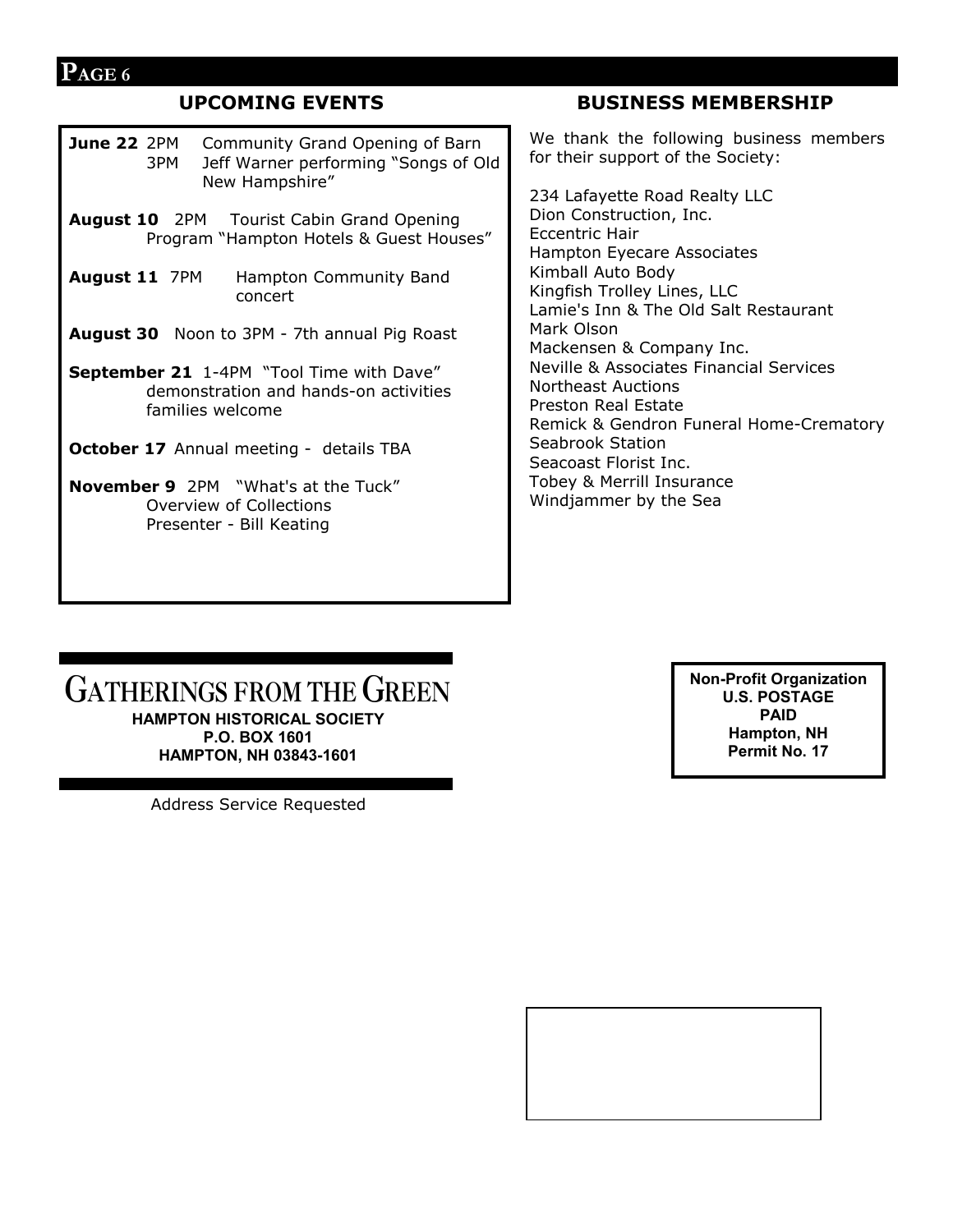## UPCOMING EVENTS

**June 22** 2PM Community Grand Opening of Barn
3PM Jeff Warner performing "Songs of Old New Hampshire"

**August 10** 2PM Tourist Cabin Grand Opening
Program "Hampton Hotels & Guest Houses"

**August 11** 7PM Hampton Community Band concert

**August 30** Noon to 3PM - 7th annual Pig Roast

**September 21** 1-4PM "Tool Time with Dave"
demonstration and hands-on activities
families welcome

**October 17** Annual meeting - details TBA

**November 9** 2PM "What's at the Tuck"
Overview of Collections
Presenter - Bill Keating

## BUSINESS MEMBERSHIP

We thank the following business members for their support of the Society:

234 Lafayette Road Realty LLC
Dion Construction, Inc.
Eccentric Hair
Hampton Eyecare Associates
Kimball Auto Body
Kingfish Trolley Lines, LLC
Lamie's Inn & The Old Salt Restaurant
Mark Olson
Mackensen & Company Inc.
Neville & Associates Financial Services
Northeast Auctions
Preston Real Estate
Remick & Gendron Funeral Home-Crematory
Seabrook Station
Seacoast Florist Inc.
Tobey & Merrill Insurance
Windjammer by the Sea

# GATHERINGS FROM THE GREEN

**HAMPTON HISTORICAL SOCIETY**
**P.O. BOX 1601**
**HAMPTON, NH 03843-1601**

Address Service Requested

**Non-Profit Organization**
**U.S. POSTAGE**
**PAID**
**Hampton, NH**
**Permit No. 17**